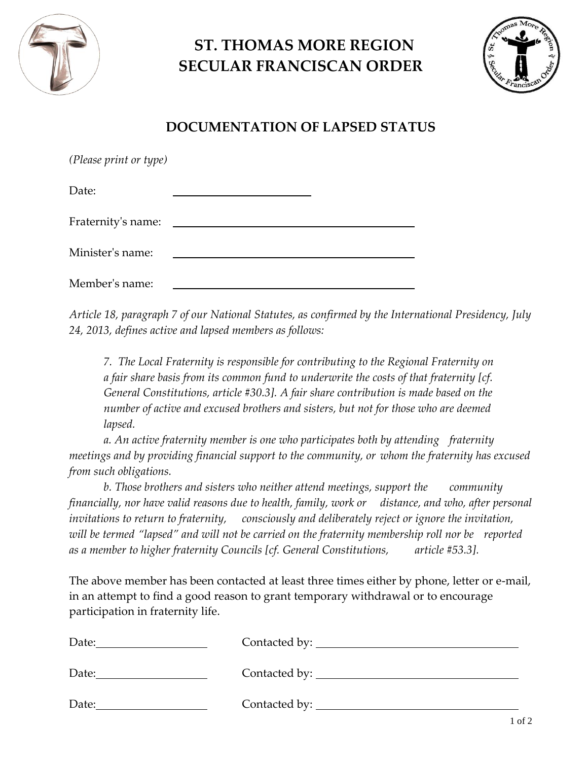# ST. THOMAS MORE REGION
# SECULAR FRANCISCAN ORDER

## DOCUMENTATION OF LAPSED STATUS

*(Please print or type)*

Date: ____________________

Fraternity's name: ____________________________________

Minister's name: ____________________________________

Member's name: ____________________________________

*Article 18, paragraph 7 of our National Statutes, as confirmed by the International Presidency, July 24, 2013, defines active and lapsed members as follows:*

> *7. The Local Fraternity is responsible for contributing to the Regional Fraternity on a fair share basis from its common fund to underwrite the costs of that fraternity [cf. General Constitutions, article #30.3]. A fair share contribution is made based on the number of active and excused brothers and sisters, but not for those who are deemed lapsed.*
>
> *a. An active fraternity member is one who participates both by attending fraternity meetings and by providing financial support to the community, or whom the fraternity has excused from such obligations.*
>
> *b. Those brothers and sisters who neither attend meetings, support the community financially, nor have valid reasons due to health, family, work or distance, and who, after personal invitations to return to fraternity, consciously and deliberately reject or ignore the invitation, will be termed "lapsed" and will not be carried on the fraternity membership roll nor be reported as a member to higher fraternity Councils [cf. General Constitutions, article #53.3].*

The above member has been contacted at least three times either by phone, letter or e-mail, in an attempt to find a good reason to grant temporary withdrawal or to encourage participation in fraternity life.

Date: ________________ Contacted by: ______________________________

Date: ________________ Contacted by: ______________________________

Date: ________________ Contacted by: ______________________________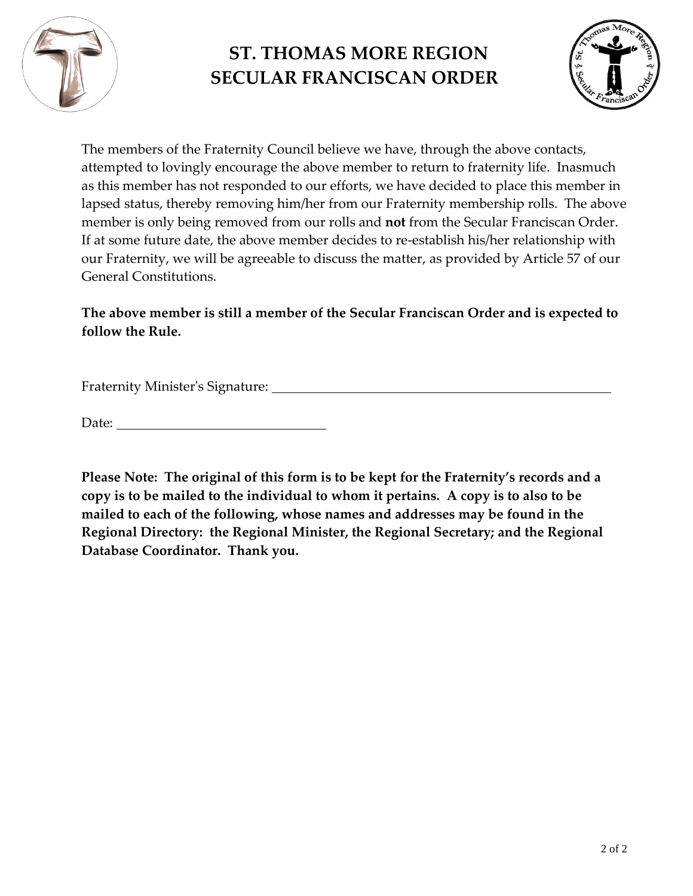# ST. THOMAS MORE REGION
# SECULAR FRANCISCAN ORDER

The members of the Fraternity Council believe we have, through the above contacts, attempted to lovingly encourage the above member to return to fraternity life. Inasmuch as this member has not responded to our efforts, we have decided to place this member in lapsed status, thereby removing him/her from our Fraternity membership rolls. The above member is only being removed from our rolls and **not** from the Secular Franciscan Order. If at some future date, the above member decides to re-establish his/her relationship with our Fraternity, we will be agreeable to discuss the matter, as provided by Article 57 of our General Constitutions.

**The above member is still a member of the Secular Franciscan Order and is expected to follow the Rule.**

Fraternity Minister's Signature: ______________________________________________

Date: ____________________________

**Please Note: The original of this form is to be kept for the Fraternity's records and a copy is to be mailed to the individual to whom it pertains. A copy is to also to be mailed to each of the following, whose names and addresses may be found in the Regional Directory: the Regional Minister, the Regional Secretary; and the Regional Database Coordinator. Thank you.**